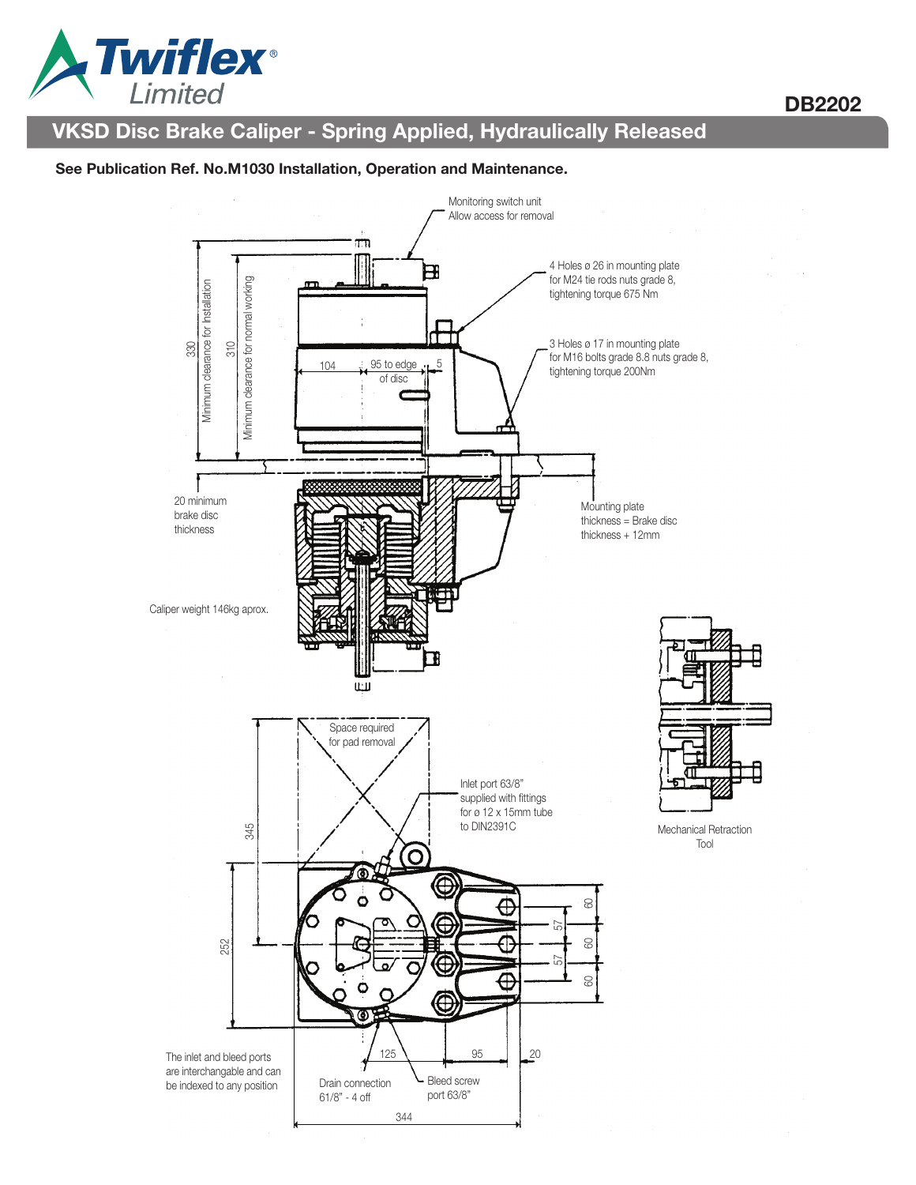DB2202

# VKSD Disc Brake Caliper - Spring Applied, Hydraulically Released

**See Publication Ref. No.M1030 Installation, Operation and Maintenance.**

Monitoring switch unit
Allow access for removal

4 Holes ø 26 in mounting plate
for M24 tie rods nuts grade 8,
tightening torque 675 Nm

3 Holes ø 17 in mounting plate
for M16 bolts grade 8.8 nuts grade 8,
tightening torque 200Nm

330 Minimum clearance for Installation

310 Minimum clearance for normal working

104

95 to edge of disc

5

20 minimum brake disc thickness

Mounting plate thickness = Brake disc thickness + 12mm

Caliper weight 146kg aprox.

Space required for pad removal

345

Inlet port 63/8"
supplied with fittings
for ø 12 x 15mm tube
to DIN2391C

Mechanical Retraction Tool

252

60

57

60

57

60

125

95

20

344

The inlet and bleed ports are interchangable and can be indexed to any position

Drain connection
61/8" - 4 off

Bleed screw
port 63/8"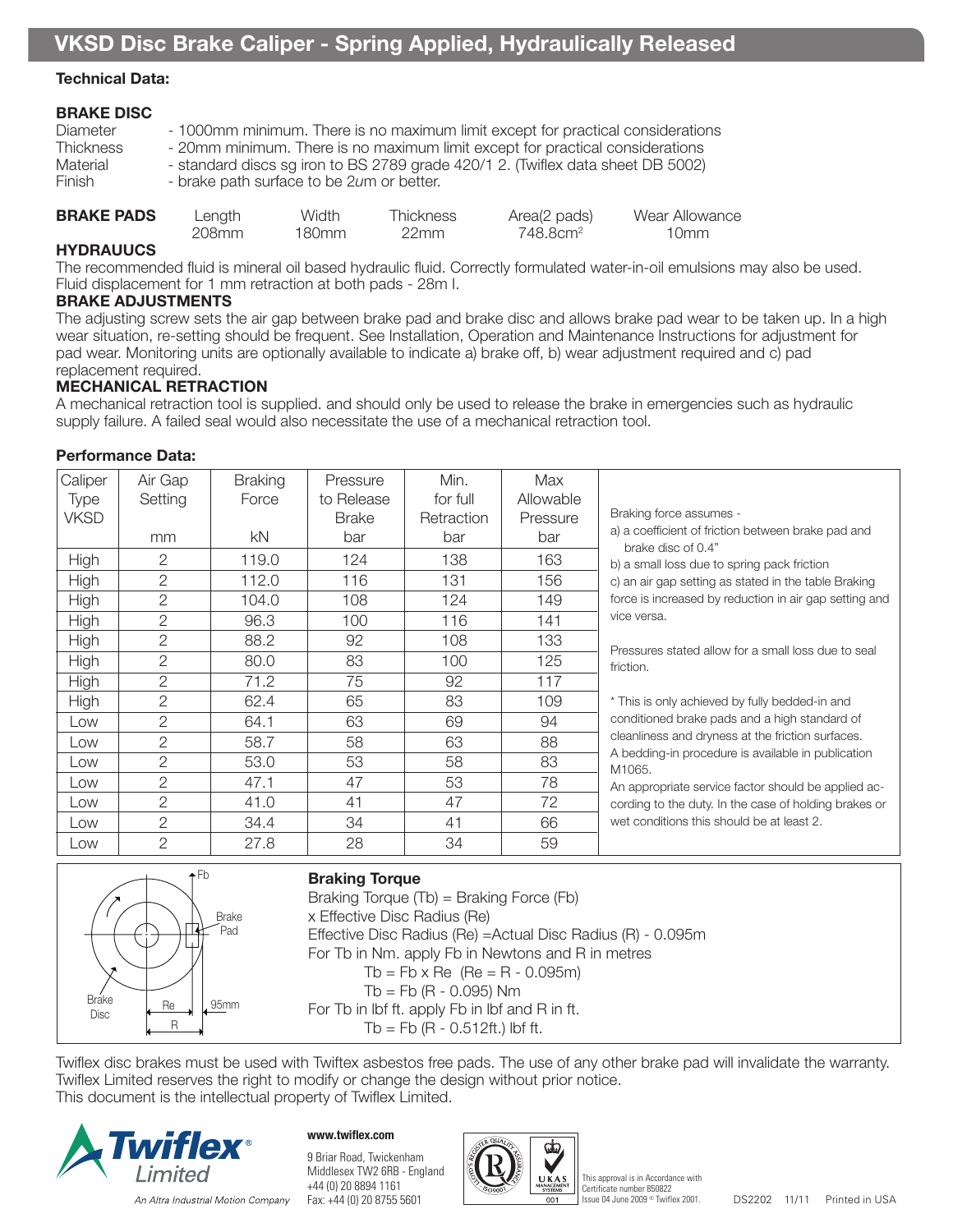# VKSD Disc Brake Caliper - Spring Applied, Hydraulically Released

**Technical Data:**

**BRAKE DISC**

Diameter - 1000mm minimum. There is no maximum limit except for practical considerations
Thickness - 20mm minimum. There is no maximum limit except for practical considerations
Material - standard discs sg iron to BS 2789 grade 420/1 2. (Twiflex data sheet DB 5002)
Finish - brake path surface to be 2*u*m or better.

| BRAKE PADS | Length | Width | Thickness | Area(2 pads) | Wear Allowance |
|---|---|---|---|---|---|
| | 208mm | 180mm | 22mm | 748.8cm$^2$ | 10mm |

**HYDRAUUCS**

The recommended fluid is mineral oil based hydraulic fluid. Correctly formulated water-in-oil emulsions may also be used. Fluid displacement for 1 mm retraction at both pads - 28m l.

**BRAKE ADJUSTMENTS**

The adjusting screw sets the air gap between brake pad and brake disc and allows brake pad wear to be taken up. In a high wear situation, re-setting should be frequent. See Installation, Operation and Maintenance Instructions for adjustment for pad wear. Monitoring units are optionally available to indicate a) brake off, b) wear adjustment required and c) pad replacement required.

**MECHANICAL RETRACTION**

A mechanical retraction tool is supplied. and should only be used to release the brake in emergencies such as hydraulic supply failure. A failed seal would also necessitate the use of a mechanical retraction tool.

**Performance Data:**

| Caliper Type VKSD | Air Gap Setting mm | Braking Force kN | Pressure to Release Brake bar | Min. for full Retraction bar | Max Allowable Pressure bar |
|---|---|---|---|---|---|
| High | 2 | 119.0 | 124 | 138 | 163 |
| High | 2 | 112.0 | 116 | 131 | 156 |
| High | 2 | 104.0 | 108 | 124 | 149 |
| High | 2 | 96.3 | 100 | 116 | 141 |
| High | 2 | 88.2 | 92 | 108 | 133 |
| High | 2 | 80.0 | 83 | 100 | 125 |
| High | 2 | 71.2 | 75 | 92 | 117 |
| High | 2 | 62.4 | 65 | 83 | 109 |
| Low | 2 | 64.1 | 63 | 69 | 94 |
| Low | 2 | 58.7 | 58 | 63 | 88 |
| Low | 2 | 53.0 | 53 | 58 | 83 |
| Low | 2 | 47.1 | 47 | 53 | 78 |
| Low | 2 | 41.0 | 41 | 47 | 72 |
| Low | 2 | 34.4 | 34 | 41 | 66 |
| Low | 2 | 27.8 | 28 | 34 | 59 |

Braking force assumes -

a) a coefficient of friction between brake pad and brake disc of 0.4"

b) a small loss due to spring pack friction

c) an air gap setting as stated in the table Braking force is increased by reduction in air gap setting and vice versa.

Pressures stated allow for a small loss due to seal friction.

\* This is only achieved by fully bedded-in and conditioned brake pads and a high standard of cleanliness and dryness at the friction surfaces. A bedding-in procedure is available in publication M1065.

An appropriate service factor should be applied according to the duty. In the case of holding brakes or wet conditions this should be at least 2.

Fb
Brake Pad
Brake Disc
Re
R
95mm

**Braking Torque**

Braking Torque (Tb) = Braking Force (Fb) x Effective Disc Radius (Re)

Effective Disc Radius (Re) =Actual Disc Radius (R) - 0.095m

For Tb in Nm. apply Fb in Newtons and R in metres

$Tb = Fb \times Re \quad (Re = R - 0.095m)$

$Tb = Fb (R - 0.095)$ Nm

For Tb in lbf ft. apply Fb in lbf and R in ft.

$Tb = Fb (R - 0.512ft.)$ lbf ft.

Twiflex disc brakes must be used with Twiftex asbestos free pads. The use of any other brake pad will invalidate the warranty.
Twiflex Limited reserves the right to modify or change the design without prior notice.
This document is the intellectual property of Twiflex Limited.

Twiflex Limited
An Altra Industrial Motion Company

www.twiflex.com

9 Briar Road, Twickenham
Middlesex TW2 6RB - England
+44 (0) 20 8894 1161
Fax: +44 (0) 20 8755 5601

This approval is in Accordance with Certificate number 850822 Issue 04 June 2009 © Twiflex 2001.

DS2202 11/11 Printed in USA